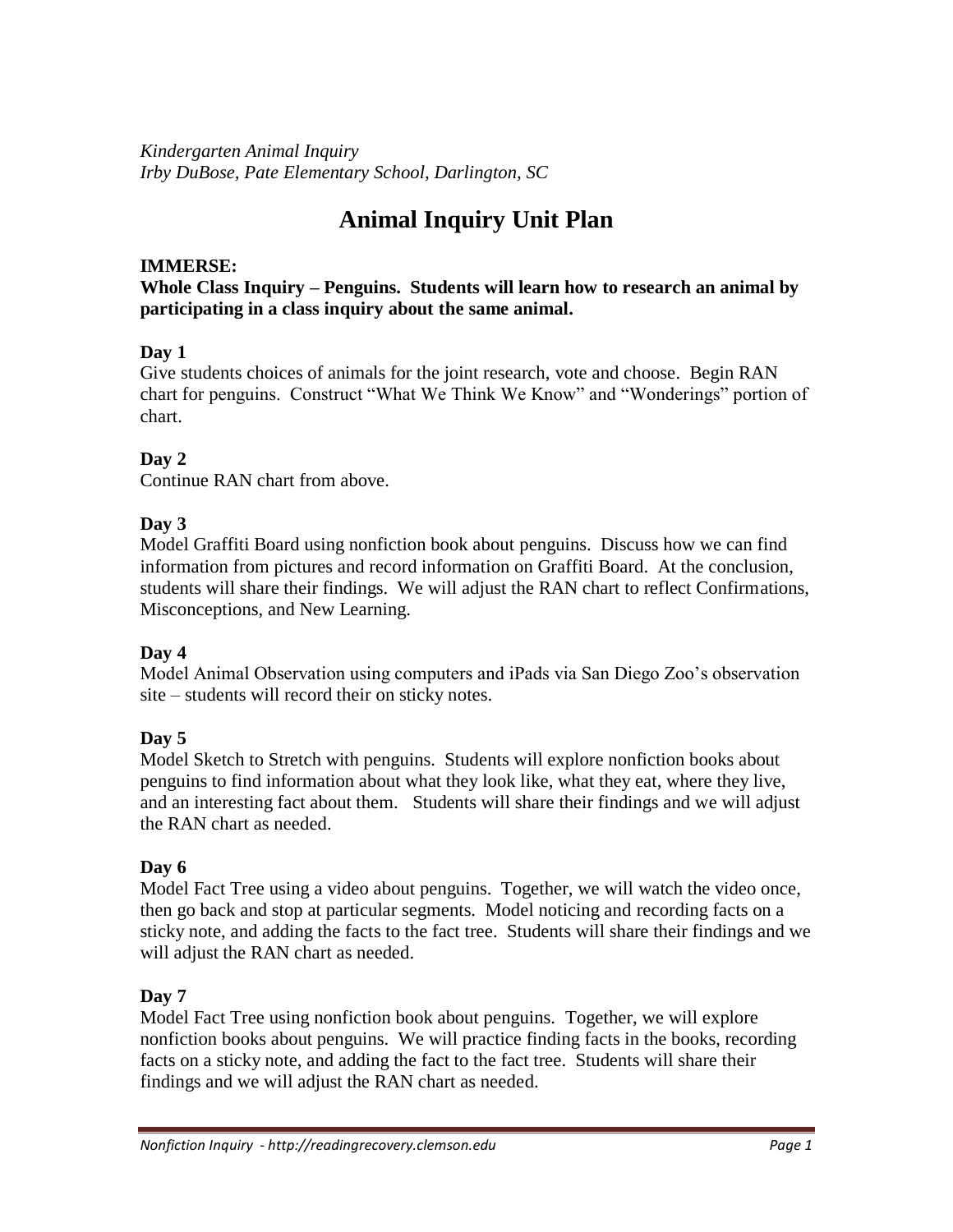*Kindergarten Animal Inquiry*
*Irby DuBose, Pate Elementary School, Darlington, SC*

# Animal Inquiry Unit Plan

**IMMERSE:**

**Whole Class Inquiry – Penguins. Students will learn how to research an animal by participating in a class inquiry about the same animal.**

### Day 1

Give students choices of animals for the joint research, vote and choose. Begin RAN chart for penguins. Construct "What We Think We Know" and "Wonderings" portion of chart.

### Day 2

Continue RAN chart from above.

### Day 3

Model Graffiti Board using nonfiction book about penguins. Discuss how we can find information from pictures and record information on Graffiti Board. At the conclusion, students will share their findings. We will adjust the RAN chart to reflect Confirmations, Misconceptions, and New Learning.

### Day 4

Model Animal Observation using computers and iPads via San Diego Zoo's observation site – students will record their on sticky notes.

### Day 5

Model Sketch to Stretch with penguins. Students will explore nonfiction books about penguins to find information about what they look like, what they eat, where they live, and an interesting fact about them. Students will share their findings and we will adjust the RAN chart as needed.

### Day 6

Model Fact Tree using a video about penguins. Together, we will watch the video once, then go back and stop at particular segments. Model noticing and recording facts on a sticky note, and adding the facts to the fact tree. Students will share their findings and we will adjust the RAN chart as needed.

### Day 7

Model Fact Tree using nonfiction book about penguins. Together, we will explore nonfiction books about penguins. We will practice finding facts in the books, recording facts on a sticky note, and adding the fact to the fact tree. Students will share their findings and we will adjust the RAN chart as needed.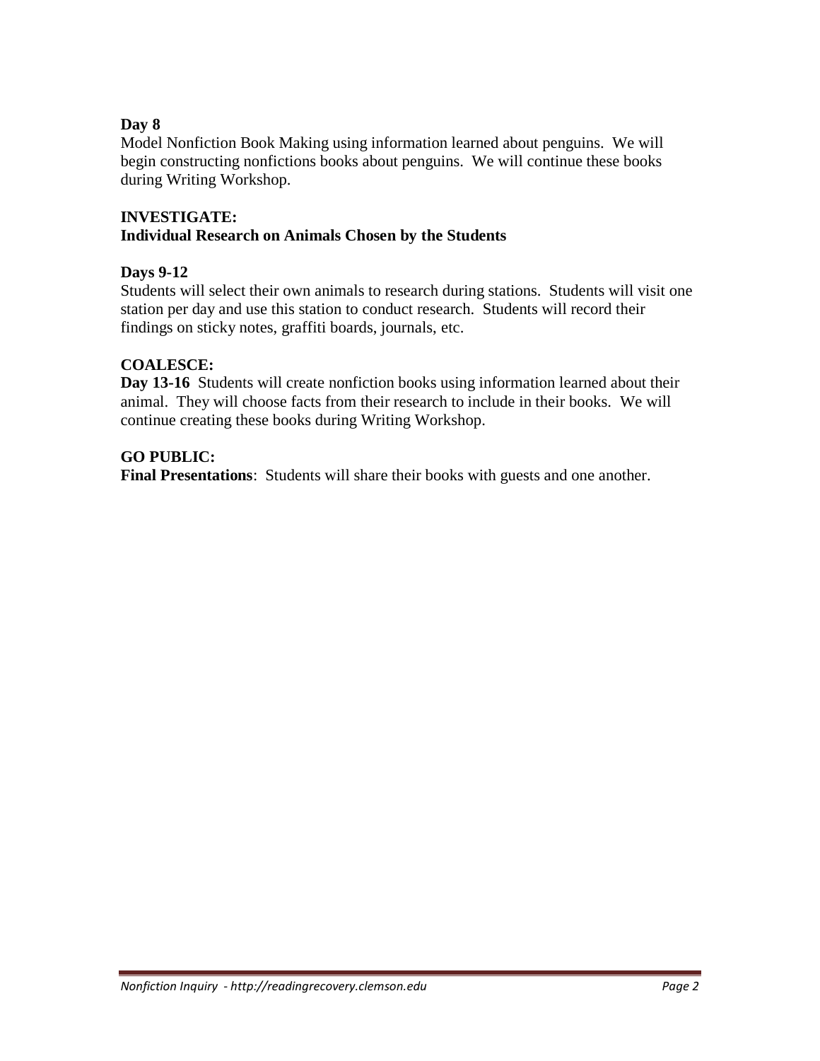**Day 8**

Model Nonfiction Book Making using information learned about penguins. We will begin constructing nonfictions books about penguins. We will continue these books during Writing Workshop.

**INVESTIGATE:**

**Individual Research on Animals Chosen by the Students**

**Days 9-12**

Students will select their own animals to research during stations. Students will visit one station per day and use this station to conduct research. Students will record their findings on sticky notes, graffiti boards, journals, etc.

**COALESCE:**

**Day 13-16** Students will create nonfiction books using information learned about their animal. They will choose facts from their research to include in their books. We will continue creating these books during Writing Workshop.

**GO PUBLIC:**

**Final Presentations**: Students will share their books with guests and one another.